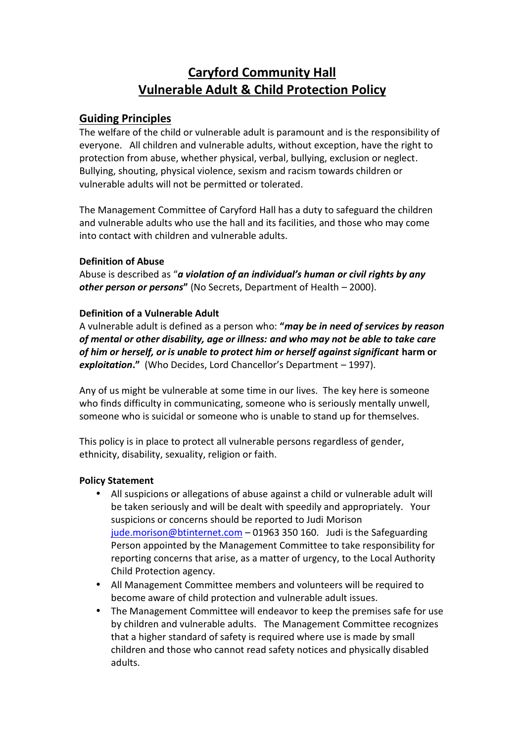# Caryford Community Hall
# Vulnerable Adult & Child Protection Policy

## Guiding Principles

The welfare of the child or vulnerable adult is paramount and is the responsibility of everyone. All children and vulnerable adults, without exception, have the right to protection from abuse, whether physical, verbal, bullying, exclusion or neglect. Bullying, shouting, physical violence, sexism and racism towards children or vulnerable adults will not be permitted or tolerated.

The Management Committee of Caryford Hall has a duty to safeguard the children and vulnerable adults who use the hall and its facilities, and those who may come into contact with children and vulnerable adults.

**Definition of Abuse**

Abuse is described as "***a violation of an individual's human or civil rights by any other person or persons***" (No Secrets, Department of Health – 2000).

**Definition of a Vulnerable Adult**

A vulnerable adult is defined as a person who: **"*may be in need of services by reason of mental or other disability, age or illness: and who may not be able to take care of him or herself, or is unable to protect him or herself against significant* harm or *exploitation*."** (Who Decides, Lord Chancellor's Department – 1997).

Any of us might be vulnerable at some time in our lives. The key here is someone who finds difficulty in communicating, someone who is seriously mentally unwell, someone who is suicidal or someone who is unable to stand up for themselves.

This policy is in place to protect all vulnerable persons regardless of gender, ethnicity, disability, sexuality, religion or faith.

**Policy Statement**

- All suspicions or allegations of abuse against a child or vulnerable adult will be taken seriously and will be dealt with speedily and appropriately. Your suspicions or concerns should be reported to Judi Morison jude.morison@btinternet.com – 01963 350 160. Judi is the Safeguarding Person appointed by the Management Committee to take responsibility for reporting concerns that arise, as a matter of urgency, to the Local Authority Child Protection agency.
- All Management Committee members and volunteers will be required to become aware of child protection and vulnerable adult issues.
- The Management Committee will endeavor to keep the premises safe for use by children and vulnerable adults. The Management Committee recognizes that a higher standard of safety is required where use is made by small children and those who cannot read safety notices and physically disabled adults.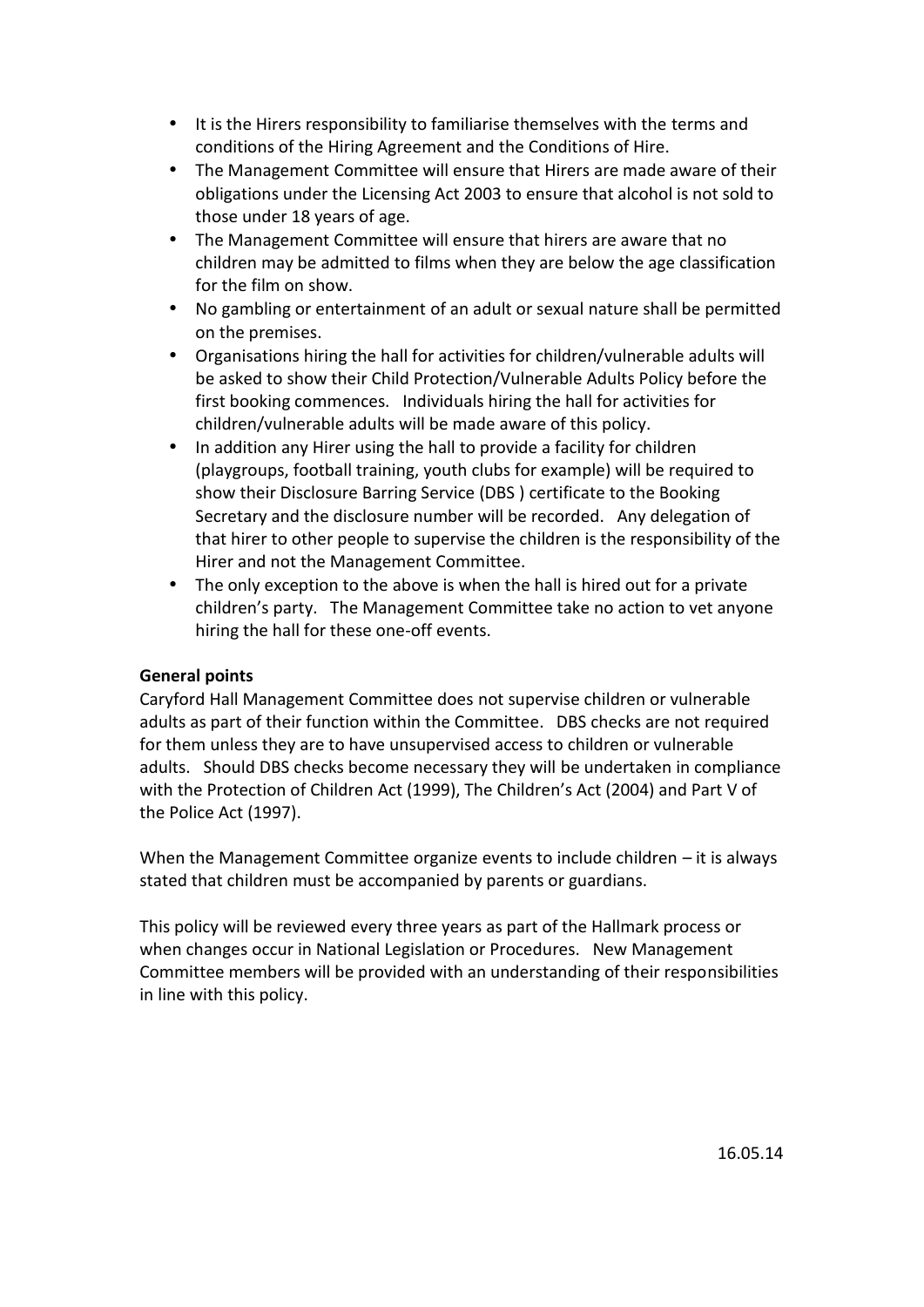- It is the Hirers responsibility to familiarise themselves with the terms and conditions of the Hiring Agreement and the Conditions of Hire.
- The Management Committee will ensure that Hirers are made aware of their obligations under the Licensing Act 2003 to ensure that alcohol is not sold to those under 18 years of age.
- The Management Committee will ensure that hirers are aware that no children may be admitted to films when they are below the age classification for the film on show.
- No gambling or entertainment of an adult or sexual nature shall be permitted on the premises.
- Organisations hiring the hall for activities for children/vulnerable adults will be asked to show their Child Protection/Vulnerable Adults Policy before the first booking commences. Individuals hiring the hall for activities for children/vulnerable adults will be made aware of this policy.
- In addition any Hirer using the hall to provide a facility for children (playgroups, football training, youth clubs for example) will be required to show their Disclosure Barring Service (DBS ) certificate to the Booking Secretary and the disclosure number will be recorded. Any delegation of that hirer to other people to supervise the children is the responsibility of the Hirer and not the Management Committee.
- The only exception to the above is when the hall is hired out for a private children's party. The Management Committee take no action to vet anyone hiring the hall for these one-off events.

**General points**

Caryford Hall Management Committee does not supervise children or vulnerable adults as part of their function within the Committee. DBS checks are not required for them unless they are to have unsupervised access to children or vulnerable adults. Should DBS checks become necessary they will be undertaken in compliance with the Protection of Children Act (1999), The Children's Act (2004) and Part V of the Police Act (1997).

When the Management Committee organize events to include children – it is always stated that children must be accompanied by parents or guardians.

This policy will be reviewed every three years as part of the Hallmark process or when changes occur in National Legislation or Procedures. New Management Committee members will be provided with an understanding of their responsibilities in line with this policy.

16.05.14